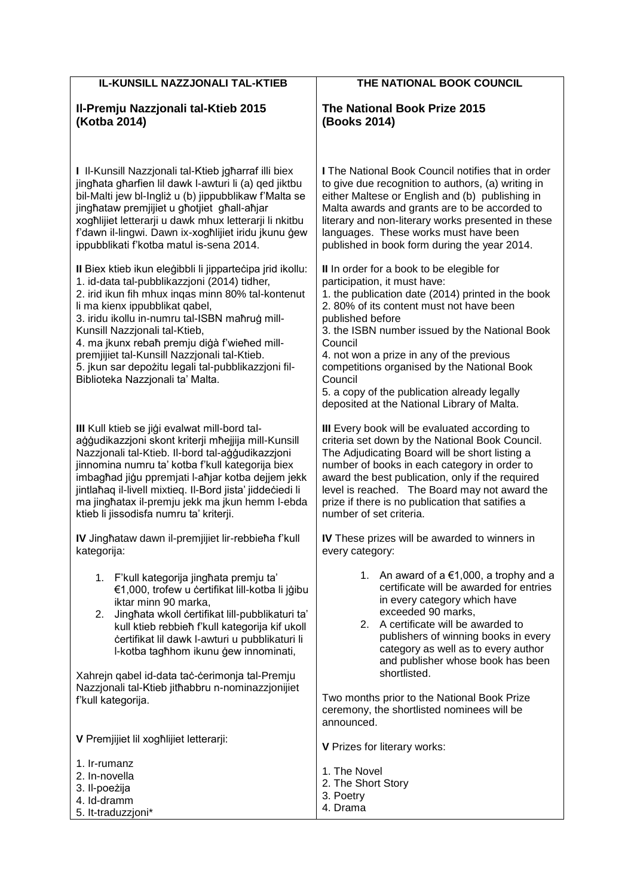| IL-KUNSILL NAZZJONALI TAL-KTIEB | THE NATIONAL BOOK COUNCIL |
| --- | --- |
| **Il-Premju Nazzjonali tal-Ktieb 2015 (Kotba 2014)** | **The National Book Prize 2015 (Books 2014)** |
| **I** Il-Kunsill Nazzjonali tal-Ktieb jgħarraf illi biex jingħata għarfien lil dawk l-awturi li (a) qed jiktbu bil-Malti jew bl-Ingliż u (b) jippubblikaw f'Malta se jingħataw premjijiet u għotjiet għall-aħjar xogħlijiet letterarji u dawk mhux letterarji li nkitbu f'dawn il-lingwi. Dawn ix-xogħlijiet iridu jkunu ġew ippubblikati f'kotba matul is-sena 2014. | **I** The National Book Council notifies that in order to give due recognition to authors, (a) writing in either Maltese or English and (b) publishing in Malta awards and grants are to be accorded to literary and non-literary works presented in these languages. These works must have been published in book form during the year 2014. |
| **II** Biex ktieb ikun eleġibbli li jipparteċipa jrid ikollu:<br>1. id-data tal-pubblikazzjoni (2014) tidher,<br>2. irid ikun fih mhux inqas minn 80% tal-kontenut li ma kienx ippubblikat qabel,<br>3. iridu ikollu in-numru tal-ISBN maħruġ mill-Kunsill Nazzjonali tal-Ktieb,<br>4. ma jkunx rebaħ premju diġà f'wieħed mill-premjijiet tal-Kunsill Nazzjonali tal-Ktieb.<br>5. jkun sar depożitu legali tal-pubblikazzjoni fil-Biblioteka Nazzjonali ta' Malta. | **II** In order for a book to be elegible for participation, it must have:<br>1. the publication date (2014) printed in the book<br>2. 80% of its content must not have been published before<br>3. the ISBN number issued by the National Book Council<br>4. not won a prize in any of the previous competitions organised by the National Book Council<br>5. a copy of the publication already legally deposited at the National Library of Malta. |
| **III** Kull ktieb se jiġi evalwat mill-bord tal-aġġudikazzjoni skont kriterji mħejjija mill-Kunsill Nazzjonali tal-Ktieb. Il-bord tal-aġġudikazzjoni jinnomina numru ta' kotba f'kull kategorija biex imbagħad jiġu ppremjati l-aħjar kotba dejjem jekk jintlaħaq il-livell mixtieq. Il-Bord jista' jiddeċiedi li ma jingħatax il-premju jekk ma jkun hemm l-ebda ktieb li jissodisfa numru ta' kriterji. | **III** Every book will be evaluated according to criteria set down by the National Book Council. The Adjudicating Board will be short listing a number of books in each category in order to award the best publication, only if the required level is reached. The Board may not award the prize if there is no publication that satifies a number of set criteria. |
| **IV** Jingħataw dawn il-premjijiet lir-rebbieħa f'kull kategorija:<br>1. F'kull kategorija jingħata premju ta' €1,000, trofew u ċertifikat lill-kotba li jġibu iktar minn 90 marka,<br>2. Jingħata wkoll ċertifikat lill-pubblikaturi ta' kull ktieb rebbieħ f'kull kategorija kif ukoll ċertifikat lil dawk l-awturi u pubblikaturi li l-kotba tagħhom ikunu ġew innominati,<br><br>Xahrejn qabel id-data taċ-ċerimonja tal-Premju Nazzjonali tal-Ktieb jitħabbru n-nominazzjonijiet f'kull kategorija. | **IV** These prizes will be awarded to winners in every category:<br>1. An award of a €1,000, a trophy and a certificate will be awarded for entries in every category which have exceeded 90 marks,<br>2. A certificate will be awarded to publishers of winning books in every category as well as to every author and publisher whose book has been shortlisted.<br><br>Two months prior to the National Book Prize ceremony, the shortlisted nominees will be announced. |
| **V** Premjijiet lil xogħlijiet letterarji:<br><br>1. Ir-rumanz<br>2. In-novella<br>3. Il-poeżija<br>4. Id-dramm<br>5. It-traduzzjoni* | **V** Prizes for literary works:<br><br>1. The Novel<br>2. The Short Story<br>3. Poetry<br>4. Drama |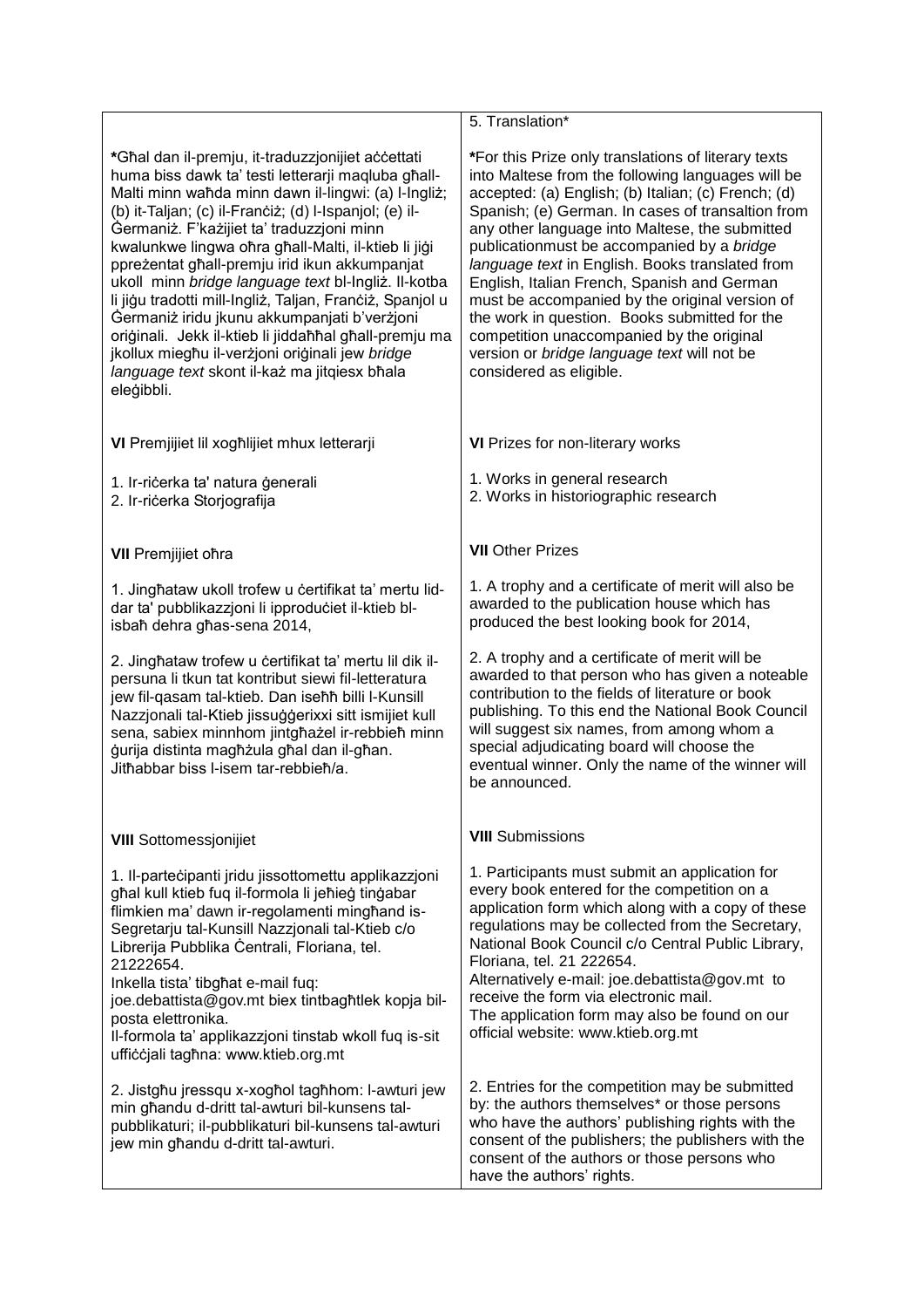| | 5. Translation* |
|---|---|
| **\***Għal dan il-premju, it-traduzzjonijiet aċċettati huma biss dawk ta' testi letterarji maqluba għall-Malti minn waħda minn dawn il-lingwi: (a) l-Ingliż; (b) it-Taljan; (c) il-Franċiż; (d) l-Ispanjol; (e) il-Ġermaniż. F'każijiet ta' traduzzjoni minn kwalunkwe lingwa oħra għall-Malti, il-ktieb li jiġi ppreżentat għall-premju irid ikun akkumpanjat ukoll minn *bridge language text* bl-Ingliż. Il-kotba li jiġu tradotti mill-Ingliż, Taljan, Franċiż, Spanjol u Ġermaniż iridu jkunu akkumpanjati b'verżjoni oriġinali. Jekk il-ktieb li jiddaħħal għall-premju ma jkollux miegħu il-verżjoni oriġinali jew *bridge language text* skont il-każ ma jitqiesx bħala eleġibbli. | **\***For this Prize only translations of literary texts into Maltese from the following languages will be accepted: (a) English; (b) Italian; (c) French; (d) Spanish; (e) German. In cases of transaltion from any other language into Maltese, the submitted publicationmust be accompanied by a *bridge language text* in English. Books translated from English, Italian French, Spanish and German must be accompanied by the original version of the work in question. Books submitted for the competition unaccompanied by the original version or *bridge language text* will not be considered as eligible. |
| **VI** Premjijiet lil xogħlijiet mhux letterarji<br><br>1. Ir-riċerka ta' natura ġenerali<br>2. Ir-riċerka Storjografija | **VI** Prizes for non-literary works<br><br>1. Works in general research<br>2. Works in historiographic research |
| **VII** Premjijiet oħra<br><br>1. Jingħataw ukoll trofew u ċertifikat ta' mertu lid-dar ta' pubblikazzjoni li ipproduċiet il-ktieb bl-isbaħ dehra għas-sena 2014,<br><br>2. Jingħataw trofew u ċertifikat ta' mertu lil dik il-persuna li tkun tat kontribut siewi fil-letteratura jew fil-qasam tal-ktieb. Dan iseħħ billi l-Kunsill Nazzjonali tal-Ktieb jissuġġerixxi sitt ismijiet kull sena, sabiex minnhom jintgħażel ir-rebbieħ minn ġurija distinta magħżula għal dan il-għan. Jitħabbar biss l-isem tar-rebbieħ/a. | **VII** Other Prizes<br><br>1. A trophy and a certificate of merit will also be awarded to the publication house which has produced the best looking book for 2014,<br><br>2. A trophy and a certificate of merit will be awarded to that person who has given a noteable contribution to the fields of literature or book publishing. To this end the National Book Council will suggest six names, from among whom a special adjudicating board will choose the eventual winner. Only the name of the winner will be announced. |
| **VIII** Sottomessjonijiet<br><br>1. Il-parteċipanti jridu jissottomettu applikazzjoni għal kull ktieb fuq il-formola li jeħieġ tinġabar flimkien ma' dawn ir-regolamenti mingħand is-Segretarju tal-Kunsill Nazzjonali tal-Ktieb c/o Librerija Pubblika Ċentrali, Floriana, tel. 21222654.<br>Inkella tista' tibgħat e-mail fuq: joe.debattista@gov.mt biex tintbagħtlek kopja bil-posta elettronika.<br>Il-formola ta' applikazzjoni tinstab wkoll fuq is-sit uffiċċjali tagħna: www.ktieb.org.mt<br><br>2. Jistgħu jressqu x-xogħol tagħhom: l-awturi jew min għandu d-dritt tal-awturi bil-kunsens tal-pubblikaturi; il-pubblikaturi bil-kunsens tal-awturi jew min għandu d-dritt tal-awturi. | **VIII** Submissions<br><br>1. Participants must submit an application for every book entered for the competition on a application form which along with a copy of these regulations may be collected from the Secretary, National Book Council c/o Central Public Library, Floriana, tel. 21 222654.<br>Alternatively e-mail: joe.debattista@gov.mt to receive the form via electronic mail.<br>The application form may also be found on our official website: www.ktieb.org.mt<br><br>2. Entries for the competition may be submitted by: the authors themselves* or those persons who have the authors' publishing rights with the consent of the publishers; the publishers with the consent of the authors or those persons who have the authors' rights. |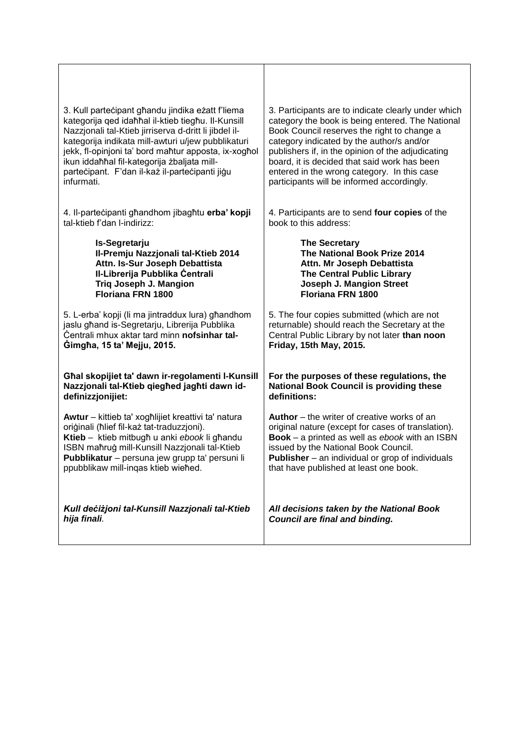3. Kull parteċipant għandu jindika eżatt f'liema kategorija qed idaħħal il-ktieb tiegħu. Il-Kunsill Nazzjonali tal-Ktieb jirriserva d-dritt li jibdel il-kategorija indikata mill-awturi u/jew pubblikaturi jekk, fl-opinjoni ta' bord maħtur apposta, ix-xogħol ikun iddaħħal fil-kategorija żbaljata mill-parteċipant. F'dan il-każ il-parteċipanti jiġu infurmati.

4. Il-parteċipanti għandhom jibagħtu **erba' kopji** tal-ktieb f'dan l-indirizz:

> **Is-Segretarju**
> **Il-Premju Nazzjonali tal-Ktieb 2014**
> **Attn. Is-Sur Joseph Debattista**
> **Il-Librerija Pubblika Ċentrali**
> **Triq Joseph J. Mangion**
> **Floriana FRN 1800**

5. L-erba' kopji (li ma jintraddux lura) għandhom jaslu għand is-Segretarju, Librerija Pubblika Ċentrali mhux aktar tard minn **nofsinhar tal-Ġimgħa, 15 ta' Mejju, 2015.**

**Għal skopijiet ta' dawn ir-regolamenti l-Kunsill Nazzjonali tal-Ktieb qiegħed jagħti dawn id-definizzjonijiet:**

**Awtur** – kittieb ta' xogħlijiet kreattivi ta' natura oriġinali (ħlief fil-każ tat-traduzzjoni).
**Ktieb** – ktieb mitbugħ u anki *ebook* li għandu ISBN maħruġ mill-Kunsill Nazzjonali tal-Ktieb
**Pubblikatur** – persuna jew grupp ta' persuni li ppubblikaw mill-inqas ktieb wieħed.

***Kull deċiżjoni tal-Kunsill Nazzjonali tal-Ktieb hija finali.***

3. Participants are to indicate clearly under which category the book is being entered. The National Book Council reserves the right to change a category indicated by the author/s and/or publishers if, in the opinion of the adjudicating board, it is decided that said work has been entered in the wrong category. In this case participants will be informed accordingly.

4. Participants are to send **four copies** of the book to this address:

> **The Secretary**
> **The National Book Prize 2014**
> **Attn. Mr Joseph Debattista**
> **The Central Public Library**
> **Joseph J. Mangion Street**
> **Floriana FRN 1800**

5. The four copies submitted (which are not returnable) should reach the Secretary at the Central Public Library by not later **than noon Friday, 15th May, 2015.**

**For the purposes of these regulations, the National Book Council is providing these definitions:**

**Author** – the writer of creative works of an original nature (except for cases of translation).
**Book** – a printed as well as *ebook* with an ISBN issued by the National Book Council.
**Publisher** – an individual or grop of individuals that have published at least one book.

***All decisions taken by the National Book Council are final and binding.***